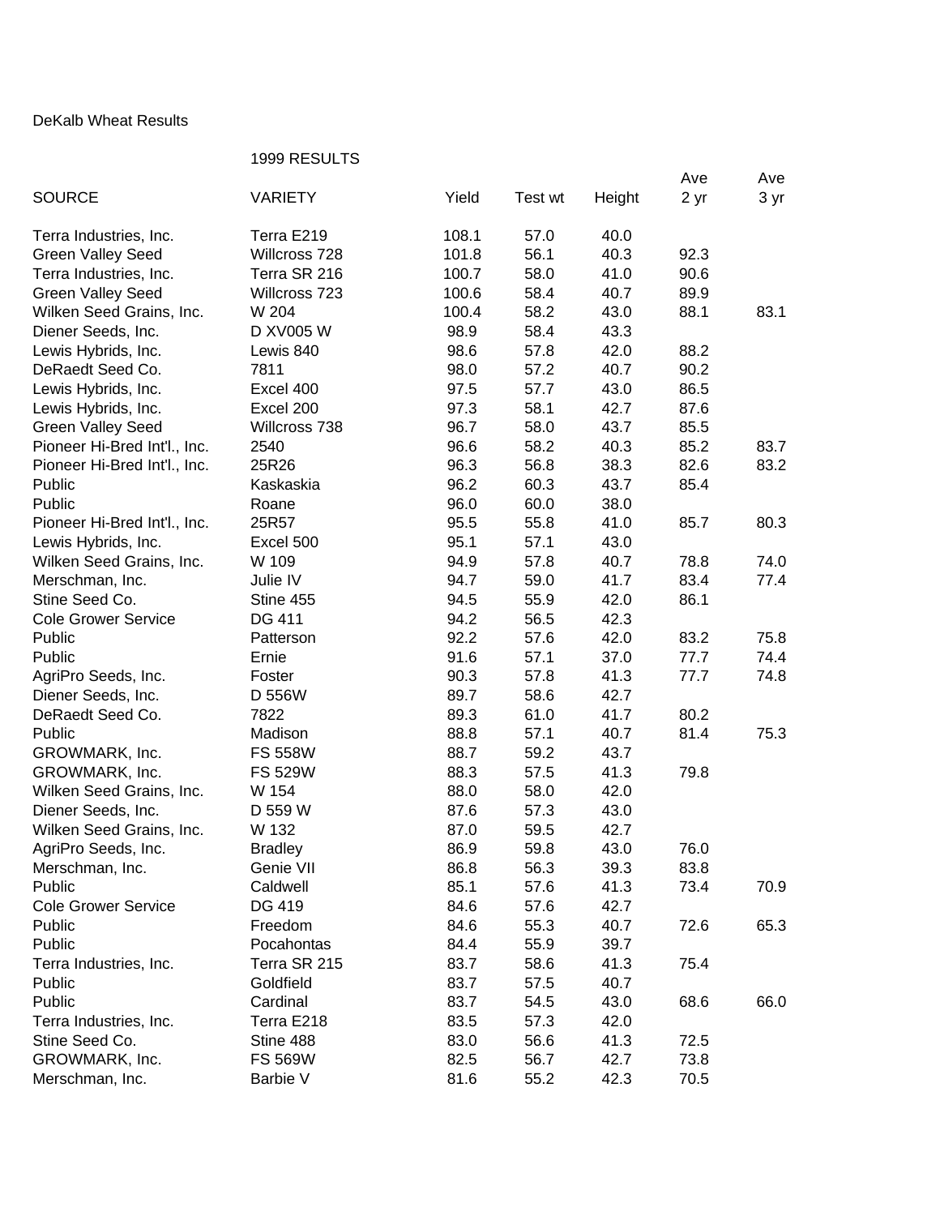DeKalb Wheat Results

1999 RESULTS

| SOURCE | VARIETY | Yield | Test wt | Height | Ave 2 yr | Ave 3 yr |
|---|---|---|---|---|---|---|
| Terra Industries, Inc. | Terra E219 | 108.1 | 57.0 | 40.0 | | |
| Green Valley Seed | Willcross 728 | 101.8 | 56.1 | 40.3 | 92.3 | |
| Terra Industries, Inc. | Terra SR 216 | 100.7 | 58.0 | 41.0 | 90.6 | |
| Green Valley Seed | Willcross 723 | 100.6 | 58.4 | 40.7 | 89.9 | |
| Wilken Seed Grains, Inc. | W 204 | 100.4 | 58.2 | 43.0 | 88.1 | 83.1 |
| Diener Seeds, Inc. | D XV005 W | 98.9 | 58.4 | 43.3 | | |
| Lewis Hybrids, Inc. | Lewis 840 | 98.6 | 57.8 | 42.0 | 88.2 | |
| DeRaedt Seed Co. | 7811 | 98.0 | 57.2 | 40.7 | 90.2 | |
| Lewis Hybrids, Inc. | Excel 400 | 97.5 | 57.7 | 43.0 | 86.5 | |
| Lewis Hybrids, Inc. | Excel 200 | 97.3 | 58.1 | 42.7 | 87.6 | |
| Green Valley Seed | Willcross 738 | 96.7 | 58.0 | 43.7 | 85.5 | |
| Pioneer Hi-Bred Int'l., Inc. | 2540 | 96.6 | 58.2 | 40.3 | 85.2 | 83.7 |
| Pioneer Hi-Bred Int'l., Inc. | 25R26 | 96.3 | 56.8 | 38.3 | 82.6 | 83.2 |
| Public | Kaskaskia | 96.2 | 60.3 | 43.7 | 85.4 | |
| Public | Roane | 96.0 | 60.0 | 38.0 | | |
| Pioneer Hi-Bred Int'l., Inc. | 25R57 | 95.5 | 55.8 | 41.0 | 85.7 | 80.3 |
| Lewis Hybrids, Inc. | Excel 500 | 95.1 | 57.1 | 43.0 | | |
| Wilken Seed Grains, Inc. | W 109 | 94.9 | 57.8 | 40.7 | 78.8 | 74.0 |
| Merschman, Inc. | Julie IV | 94.7 | 59.0 | 41.7 | 83.4 | 77.4 |
| Stine Seed Co. | Stine 455 | 94.5 | 55.9 | 42.0 | 86.1 | |
| Cole Grower Service | DG 411 | 94.2 | 56.5 | 42.3 | | |
| Public | Patterson | 92.2 | 57.6 | 42.0 | 83.2 | 75.8 |
| Public | Ernie | 91.6 | 57.1 | 37.0 | 77.7 | 74.4 |
| AgriPro Seeds, Inc. | Foster | 90.3 | 57.8 | 41.3 | 77.7 | 74.8 |
| Diener Seeds, Inc. | D 556W | 89.7 | 58.6 | 42.7 | | |
| DeRaedt Seed Co. | 7822 | 89.3 | 61.0 | 41.7 | 80.2 | |
| Public | Madison | 88.8 | 57.1 | 40.7 | 81.4 | 75.3 |
| GROWMARK, Inc. | FS 558W | 88.7 | 59.2 | 43.7 | | |
| GROWMARK, Inc. | FS 529W | 88.3 | 57.5 | 41.3 | 79.8 | |
| Wilken Seed Grains, Inc. | W 154 | 88.0 | 58.0 | 42.0 | | |
| Diener Seeds, Inc. | D 559 W | 87.6 | 57.3 | 43.0 | | |
| Wilken Seed Grains, Inc. | W 132 | 87.0 | 59.5 | 42.7 | | |
| AgriPro Seeds, Inc. | Bradley | 86.9 | 59.8 | 43.0 | 76.0 | |
| Merschman, Inc. | Genie VII | 86.8 | 56.3 | 39.3 | 83.8 | |
| Public | Caldwell | 85.1 | 57.6 | 41.3 | 73.4 | 70.9 |
| Cole Grower Service | DG 419 | 84.6 | 57.6 | 42.7 | | |
| Public | Freedom | 84.6 | 55.3 | 40.7 | 72.6 | 65.3 |
| Public | Pocahontas | 84.4 | 55.9 | 39.7 | | |
| Terra Industries, Inc. | Terra SR 215 | 83.7 | 58.6 | 41.3 | 75.4 | |
| Public | Goldfield | 83.7 | 57.5 | 40.7 | | |
| Public | Cardinal | 83.7 | 54.5 | 43.0 | 68.6 | 66.0 |
| Terra Industries, Inc. | Terra E218 | 83.5 | 57.3 | 42.0 | | |
| Stine Seed Co. | Stine 488 | 83.0 | 56.6 | 41.3 | 72.5 | |
| GROWMARK, Inc. | FS 569W | 82.5 | 56.7 | 42.7 | 73.8 | |
| Merschman, Inc. | Barbie V | 81.6 | 55.2 | 42.3 | 70.5 | |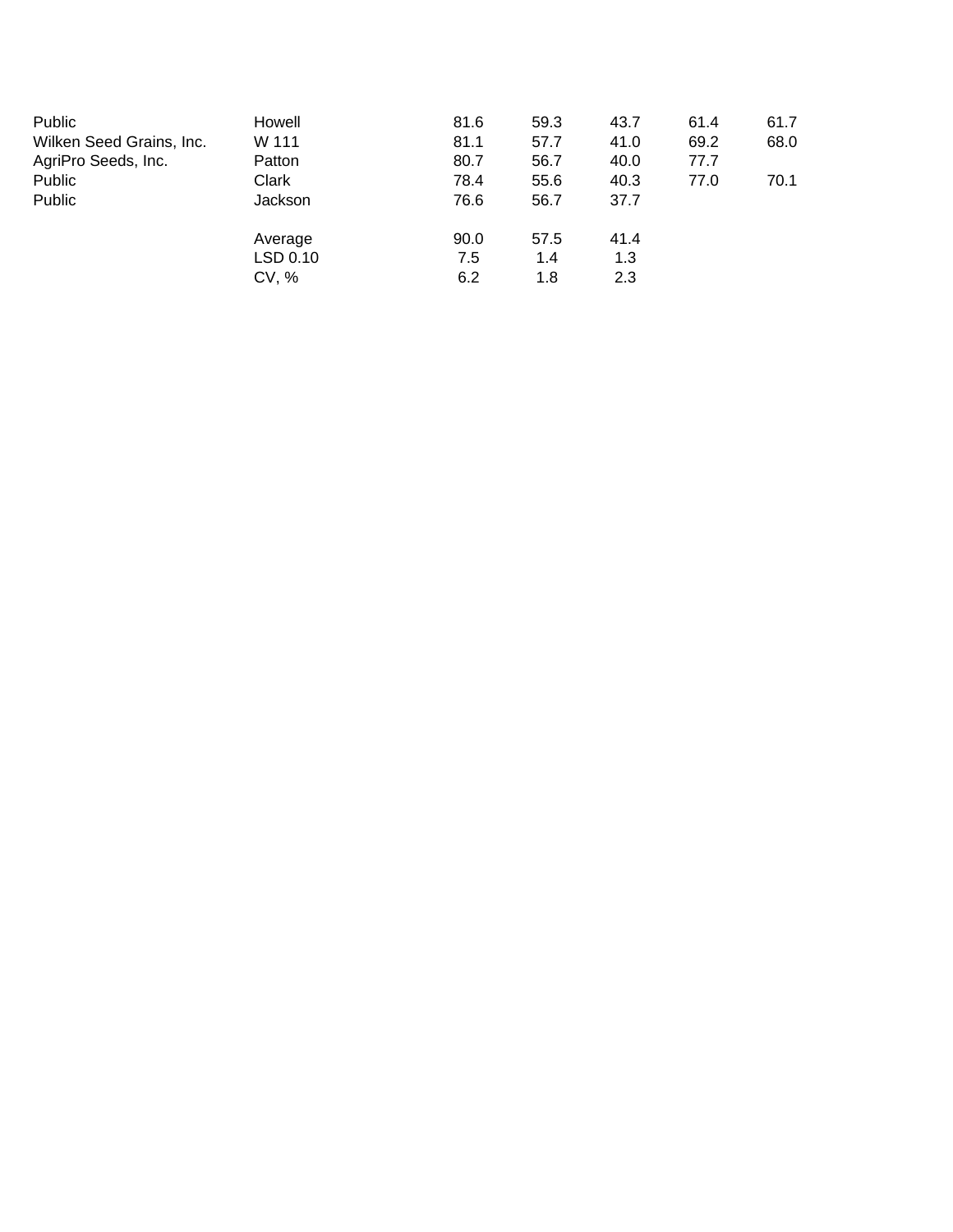| | | | | | | |
|---|---|---|---|---|---|---|
| Public | Howell | 81.6 | 59.3 | 43.7 | 61.4 | 61.7 |
| Wilken Seed Grains, Inc. | W 111 | 81.1 | 57.7 | 41.0 | 69.2 | 68.0 |
| AgriPro Seeds, Inc. | Patton | 80.7 | 56.7 | 40.0 | 77.7 | |
| Public | Clark | 78.4 | 55.6 | 40.3 | 77.0 | 70.1 |
| Public | Jackson | 76.6 | 56.7 | 37.7 | | |
| | | | | | | |
| | Average | 90.0 | 57.5 | 41.4 | | |
| | LSD 0.10 | 7.5 | 1.4 | 1.3 | | |
| | CV, % | 6.2 | 1.8 | 2.3 | | |